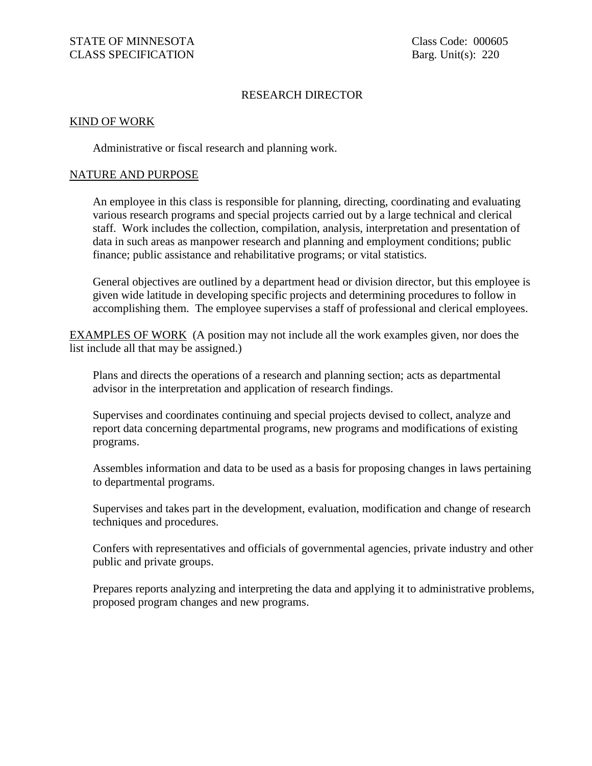STATE OF MINNESOTA
CLASS SPECIFICATION

Class Code: 000605
Barg. Unit(s): 220

# RESEARCH DIRECTOR

## KIND OF WORK

Administrative or fiscal research and planning work.

## NATURE AND PURPOSE

An employee in this class is responsible for planning, directing, coordinating and evaluating various research programs and special projects carried out by a large technical and clerical staff. Work includes the collection, compilation, analysis, interpretation and presentation of data in such areas as manpower research and planning and employment conditions; public finance; public assistance and rehabilitative programs; or vital statistics.

General objectives are outlined by a department head or division director, but this employee is given wide latitude in developing specific projects and determining procedures to follow in accomplishing them. The employee supervises a staff of professional and clerical employees.

## EXAMPLES OF WORK

(A position may not include all the work examples given, nor does the list include all that may be assigned.)

Plans and directs the operations of a research and planning section; acts as departmental advisor in the interpretation and application of research findings.

Supervises and coordinates continuing and special projects devised to collect, analyze and report data concerning departmental programs, new programs and modifications of existing programs.

Assembles information and data to be used as a basis for proposing changes in laws pertaining to departmental programs.

Supervises and takes part in the development, evaluation, modification and change of research techniques and procedures.

Confers with representatives and officials of governmental agencies, private industry and other public and private groups.

Prepares reports analyzing and interpreting the data and applying it to administrative problems, proposed program changes and new programs.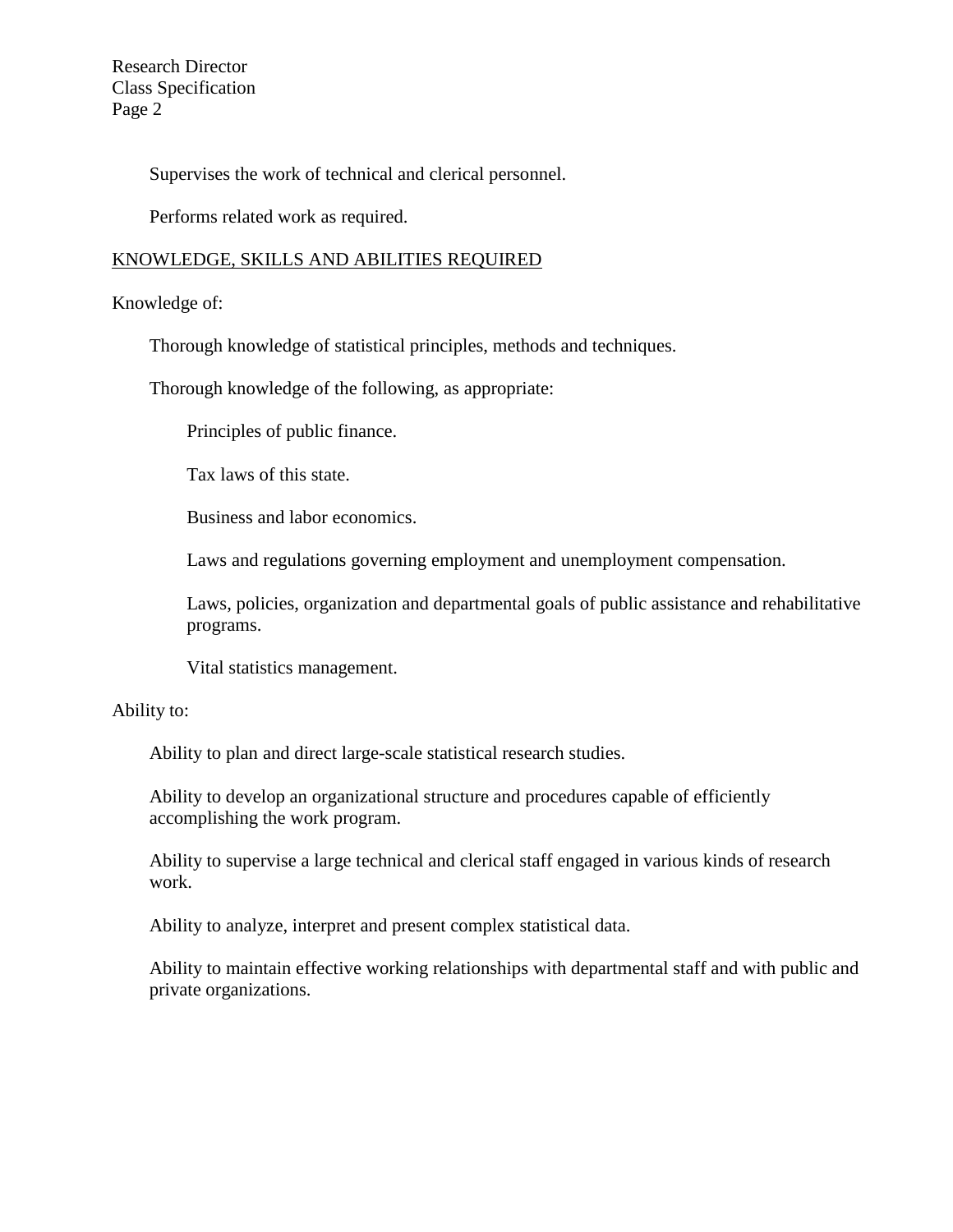Supervises the work of technical and clerical personnel.

Performs related work as required.

## KNOWLEDGE, SKILLS AND ABILITIES REQUIRED

Knowledge of:

Thorough knowledge of statistical principles, methods and techniques.

Thorough knowledge of the following, as appropriate:

- Principles of public finance.
- Tax laws of this state.
- Business and labor economics.
- Laws and regulations governing employment and unemployment compensation.
- Laws, policies, organization and departmental goals of public assistance and rehabilitative programs.
- Vital statistics management.

Ability to:

Ability to plan and direct large-scale statistical research studies.

Ability to develop an organizational structure and procedures capable of efficiently accomplishing the work program.

Ability to supervise a large technical and clerical staff engaged in various kinds of research work.

Ability to analyze, interpret and present complex statistical data.

Ability to maintain effective working relationships with departmental staff and with public and private organizations.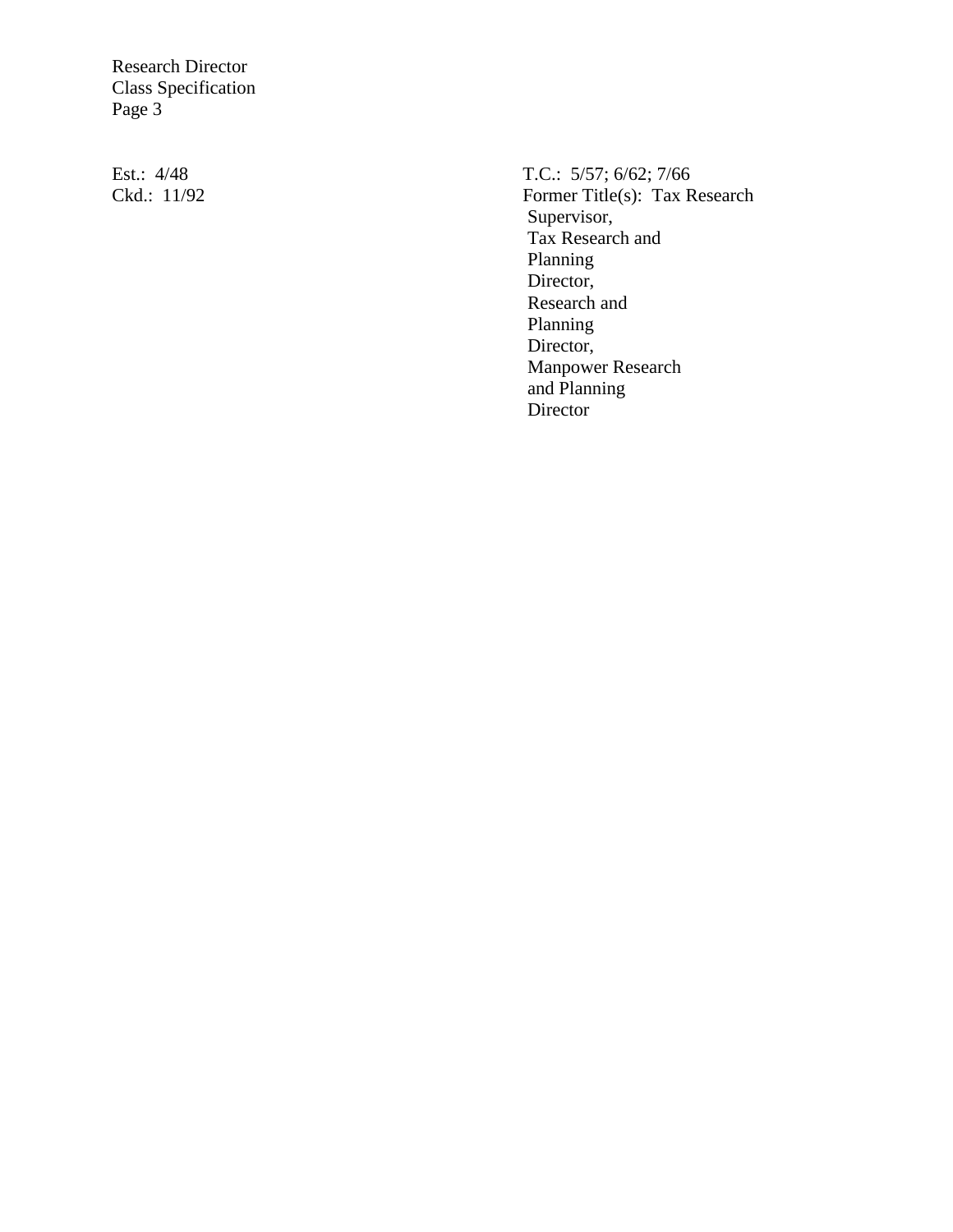Est.: 4/48

Ckd.: 11/92

T.C.: 5/57; 6/62; 7/66

Former Title(s): Tax Research Supervisor, Tax Research and Planning Director, Research and Planning Director, Manpower Research and Planning Director